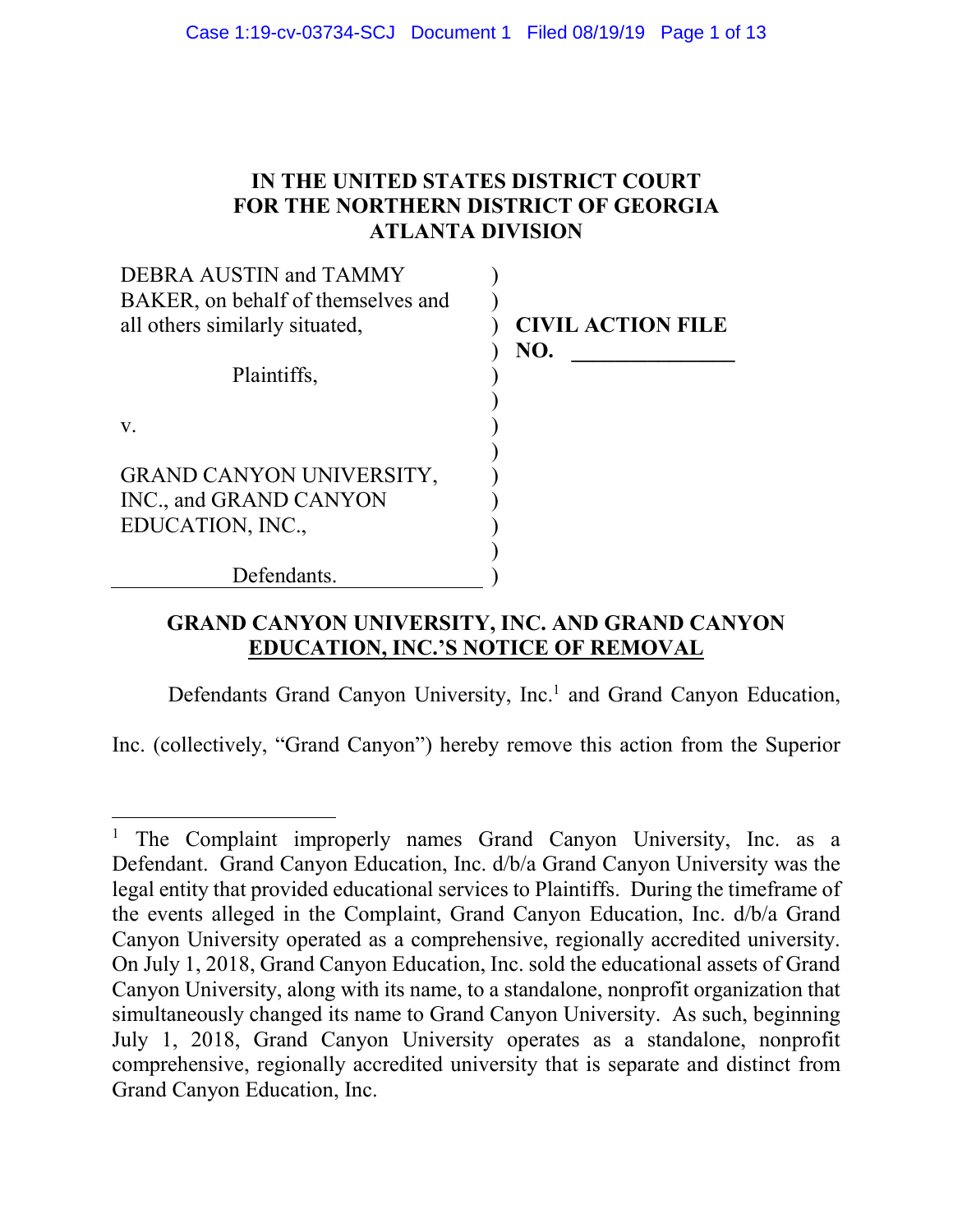# IN THE UNITED STATES DISTRICT COURT FOR THE NORTHERN DISTRICT OF GEORGIA ATLANTA DIVISION

| | | |
|---|---|---|
| DEBRA AUSTIN and TAMMY BAKER, on behalf of themselves and all others similarly situated, | ) | **CIVIL ACTION FILE NO. \_\_\_\_\_\_\_\_\_\_\_\_\_\_** |
| Plaintiffs, | ) | |
| v. | ) | |
| GRAND CANYON UNIVERSITY, INC., and GRAND CANYON EDUCATION, INC., | ) | |
| Defendants. | ) | |

## GRAND CANYON UNIVERSITY, INC. AND GRAND CANYON EDUCATION, INC.'S NOTICE OF REMOVAL

Defendants Grand Canyon University, Inc.[1] and Grand Canyon Education, Inc. (collectively, "Grand Canyon") hereby remove this action from the Superior

---

[1] The Complaint improperly names Grand Canyon University, Inc. as a Defendant. Grand Canyon Education, Inc. d/b/a Grand Canyon University was the legal entity that provided educational services to Plaintiffs. During the timeframe of the events alleged in the Complaint, Grand Canyon Education, Inc. d/b/a Grand Canyon University operated as a comprehensive, regionally accredited university. On July 1, 2018, Grand Canyon Education, Inc. sold the educational assets of Grand Canyon University, along with its name, to a standalone, nonprofit organization that simultaneously changed its name to Grand Canyon University. As such, beginning July 1, 2018, Grand Canyon University operates as a standalone, nonprofit comprehensive, regionally accredited university that is separate and distinct from Grand Canyon Education, Inc.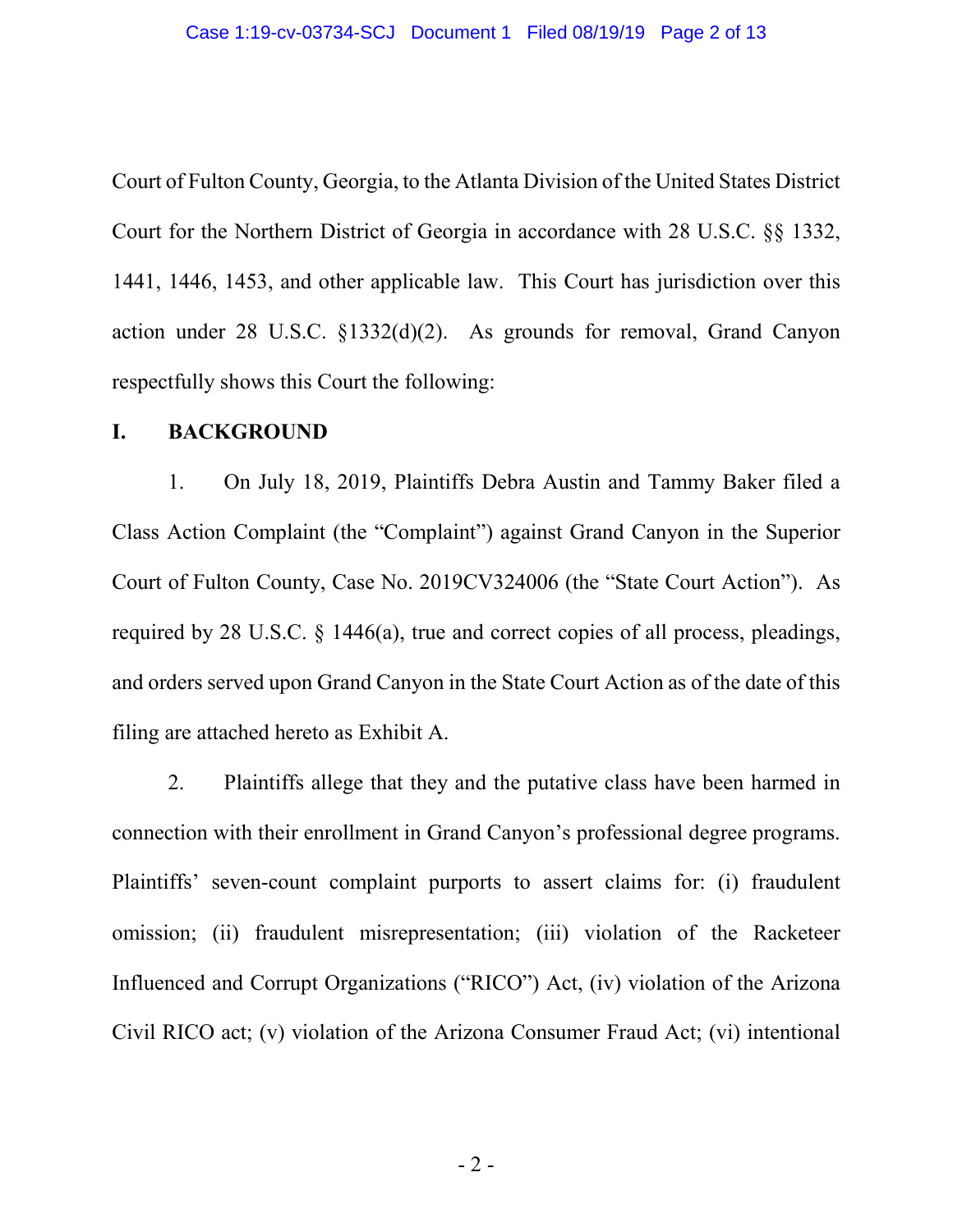Court of Fulton County, Georgia, to the Atlanta Division of the United States District Court for the Northern District of Georgia in accordance with 28 U.S.C. §§ 1332, 1441, 1446, 1453, and other applicable law. This Court has jurisdiction over this action under 28 U.S.C. §1332(d)(2). As grounds for removal, Grand Canyon respectfully shows this Court the following:

## I. BACKGROUND

1. On July 18, 2019, Plaintiffs Debra Austin and Tammy Baker filed a Class Action Complaint (the "Complaint") against Grand Canyon in the Superior Court of Fulton County, Case No. 2019CV324006 (the "State Court Action"). As required by 28 U.S.C. § 1446(a), true and correct copies of all process, pleadings, and orders served upon Grand Canyon in the State Court Action as of the date of this filing are attached hereto as Exhibit A.

2. Plaintiffs allege that they and the putative class have been harmed in connection with their enrollment in Grand Canyon's professional degree programs. Plaintiffs' seven-count complaint purports to assert claims for: (i) fraudulent omission; (ii) fraudulent misrepresentation; (iii) violation of the Racketeer Influenced and Corrupt Organizations ("RICO") Act, (iv) violation of the Arizona Civil RICO act; (v) violation of the Arizona Consumer Fraud Act; (vi) intentional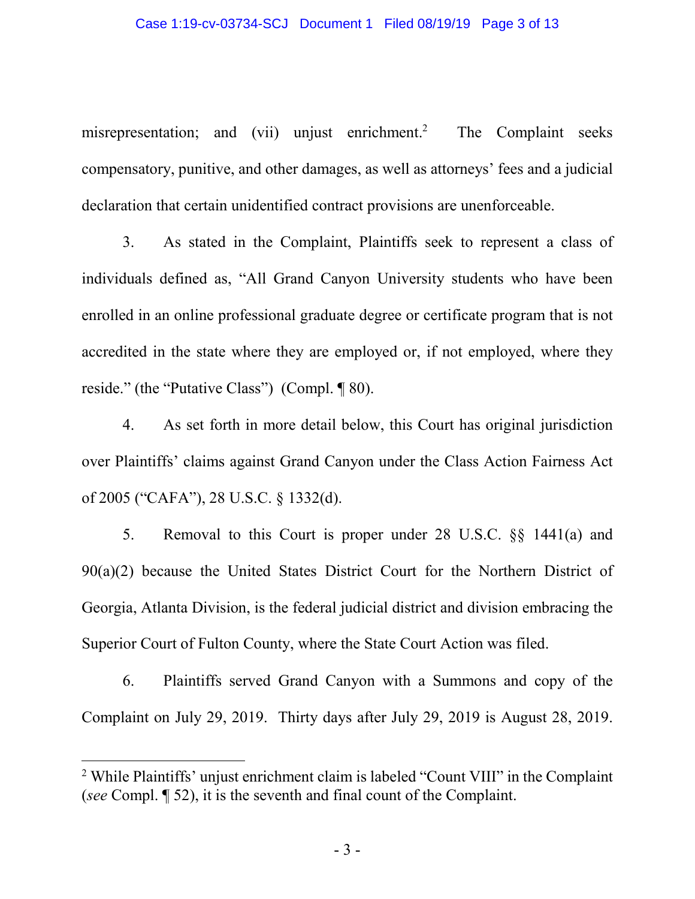misrepresentation; and (vii) unjust enrichment.[2] The Complaint seeks compensatory, punitive, and other damages, as well as attorneys' fees and a judicial declaration that certain unidentified contract provisions are unenforceable.

3. As stated in the Complaint, Plaintiffs seek to represent a class of individuals defined as, "All Grand Canyon University students who have been enrolled in an online professional graduate degree or certificate program that is not accredited in the state where they are employed or, if not employed, where they reside." (the "Putative Class") (Compl. ¶ 80).

4. As set forth in more detail below, this Court has original jurisdiction over Plaintiffs' claims against Grand Canyon under the Class Action Fairness Act of 2005 ("CAFA"), 28 U.S.C. § 1332(d).

5. Removal to this Court is proper under 28 U.S.C. §§ 1441(a) and 90(a)(2) because the United States District Court for the Northern District of Georgia, Atlanta Division, is the federal judicial district and division embracing the Superior Court of Fulton County, where the State Court Action was filed.

6. Plaintiffs served Grand Canyon with a Summons and copy of the Complaint on July 29, 2019. Thirty days after July 29, 2019 is August 28, 2019.

---

[2] While Plaintiffs' unjust enrichment claim is labeled "Count VIII" in the Complaint (*see* Compl. ¶ 52), it is the seventh and final count of the Complaint.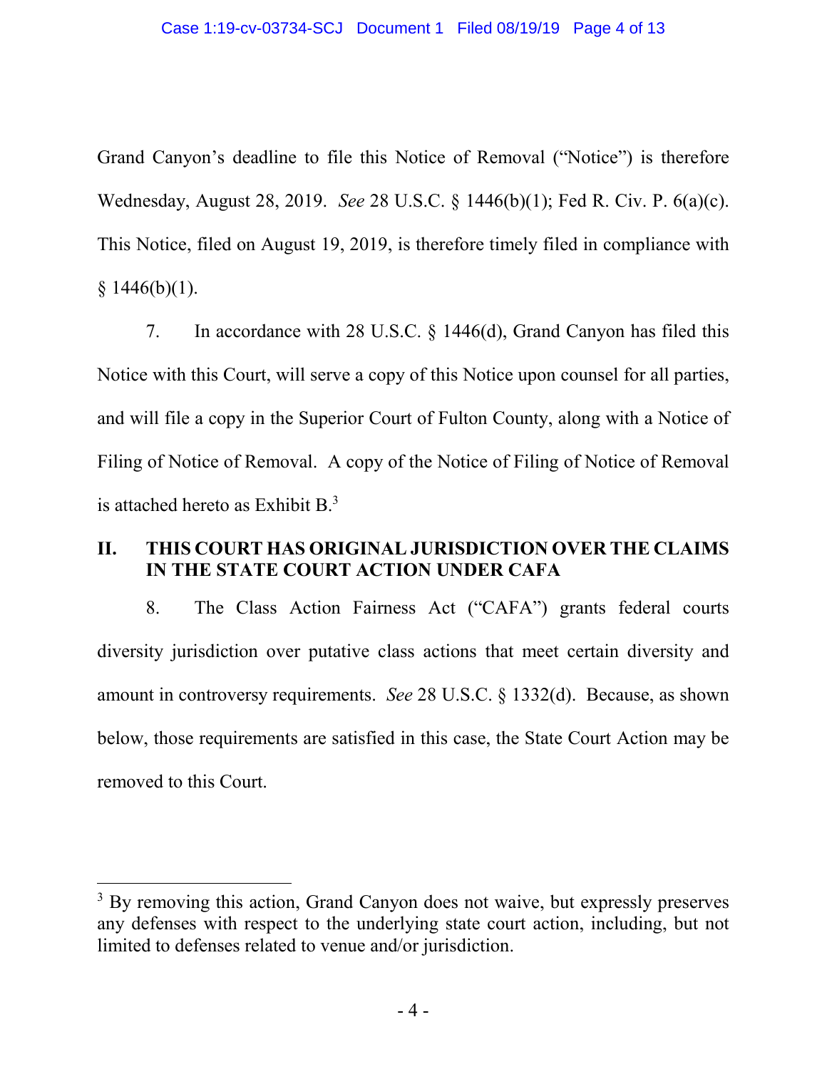Grand Canyon's deadline to file this Notice of Removal ("Notice") is therefore Wednesday, August 28, 2019. *See* 28 U.S.C. § 1446(b)(1); Fed R. Civ. P. 6(a)(c). This Notice, filed on August 19, 2019, is therefore timely filed in compliance with § 1446(b)(1).

7. In accordance with 28 U.S.C. § 1446(d), Grand Canyon has filed this Notice with this Court, will serve a copy of this Notice upon counsel for all parties, and will file a copy in the Superior Court of Fulton County, along with a Notice of Filing of Notice of Removal. A copy of the Notice of Filing of Notice of Removal is attached hereto as Exhibit B.[3]

## II. THIS COURT HAS ORIGINAL JURISDICTION OVER THE CLAIMS IN THE STATE COURT ACTION UNDER CAFA

8. The Class Action Fairness Act ("CAFA") grants federal courts diversity jurisdiction over putative class actions that meet certain diversity and amount in controversy requirements. *See* 28 U.S.C. § 1332(d). Because, as shown below, those requirements are satisfied in this case, the State Court Action may be removed to this Court.

---

[3] By removing this action, Grand Canyon does not waive, but expressly preserves any defenses with respect to the underlying state court action, including, but not limited to defenses related to venue and/or jurisdiction.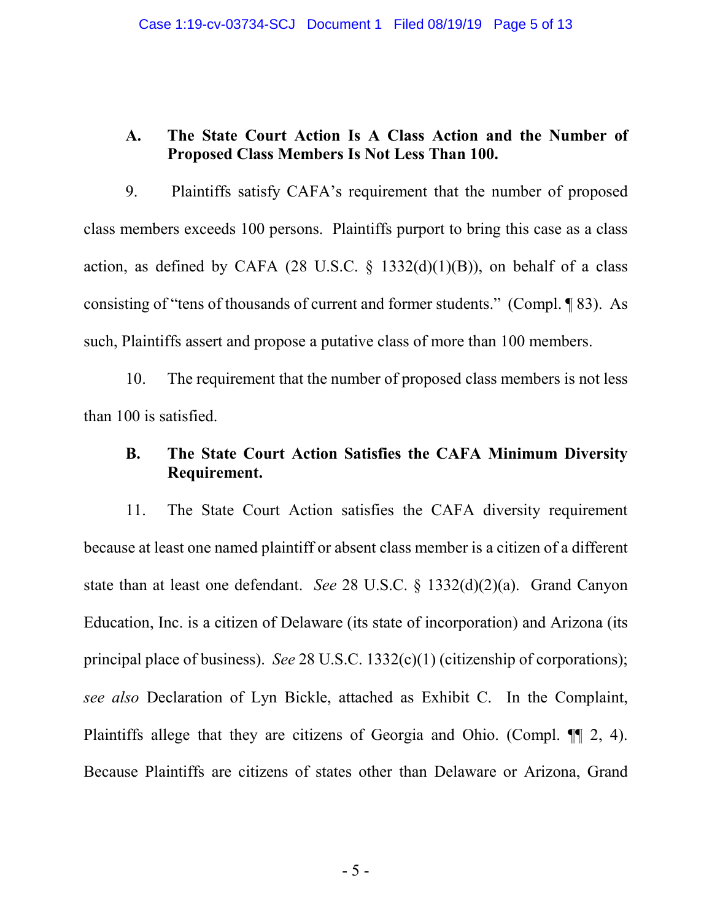### A. The State Court Action Is A Class Action and the Number of Proposed Class Members Is Not Less Than 100.

9. Plaintiffs satisfy CAFA's requirement that the number of proposed class members exceeds 100 persons. Plaintiffs purport to bring this case as a class action, as defined by CAFA (28 U.S.C. § 1332(d)(1)(B)), on behalf of a class consisting of "tens of thousands of current and former students." (Compl. ¶ 83). As such, Plaintiffs assert and propose a putative class of more than 100 members.

10. The requirement that the number of proposed class members is not less than 100 is satisfied.

### B. The State Court Action Satisfies the CAFA Minimum Diversity Requirement.

11. The State Court Action satisfies the CAFA diversity requirement because at least one named plaintiff or absent class member is a citizen of a different state than at least one defendant. *See* 28 U.S.C. § 1332(d)(2)(a). Grand Canyon Education, Inc. is a citizen of Delaware (its state of incorporation) and Arizona (its principal place of business). *See* 28 U.S.C. 1332(c)(1) (citizenship of corporations); *see also* Declaration of Lyn Bickle, attached as Exhibit C. In the Complaint, Plaintiffs allege that they are citizens of Georgia and Ohio. (Compl. ¶¶ 2, 4). Because Plaintiffs are citizens of states other than Delaware or Arizona, Grand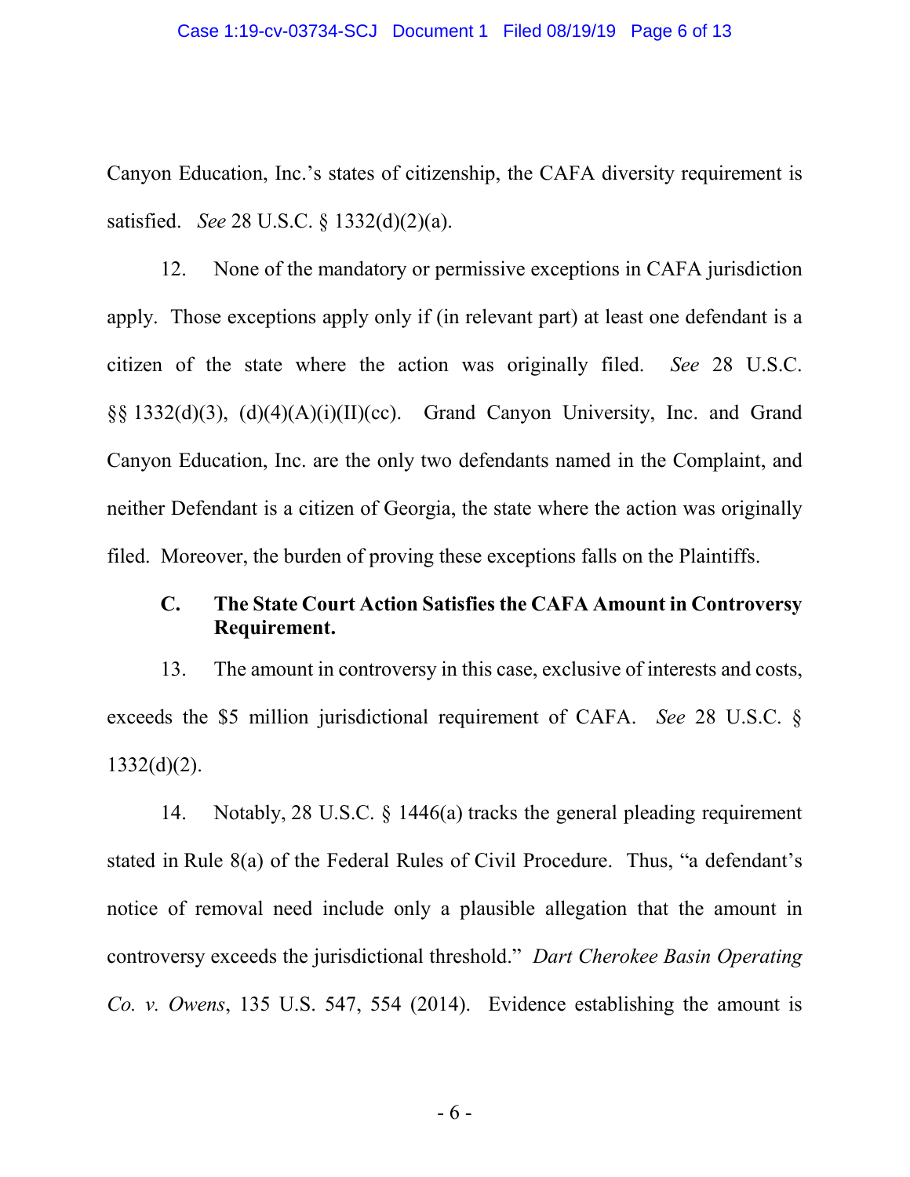Canyon Education, Inc.'s states of citizenship, the CAFA diversity requirement is satisfied. *See* 28 U.S.C. § 1332(d)(2)(a).

12. None of the mandatory or permissive exceptions in CAFA jurisdiction apply. Those exceptions apply only if (in relevant part) at least one defendant is a citizen of the state where the action was originally filed. *See* 28 U.S.C. §§ 1332(d)(3), (d)(4)(A)(i)(II)(cc). Grand Canyon University, Inc. and Grand Canyon Education, Inc. are the only two defendants named in the Complaint, and neither Defendant is a citizen of Georgia, the state where the action was originally filed. Moreover, the burden of proving these exceptions falls on the Plaintiffs.

### C. The State Court Action Satisfies the CAFA Amount in Controversy Requirement.

13. The amount in controversy in this case, exclusive of interests and costs, exceeds the $5 million jurisdictional requirement of CAFA. *See* 28 U.S.C. § 1332(d)(2).

14. Notably, 28 U.S.C. § 1446(a) tracks the general pleading requirement stated in Rule 8(a) of the Federal Rules of Civil Procedure. Thus, "a defendant's notice of removal need include only a plausible allegation that the amount in controversy exceeds the jurisdictional threshold." *Dart Cherokee Basin Operating Co. v. Owens*, 135 U.S. 547, 554 (2014). Evidence establishing the amount is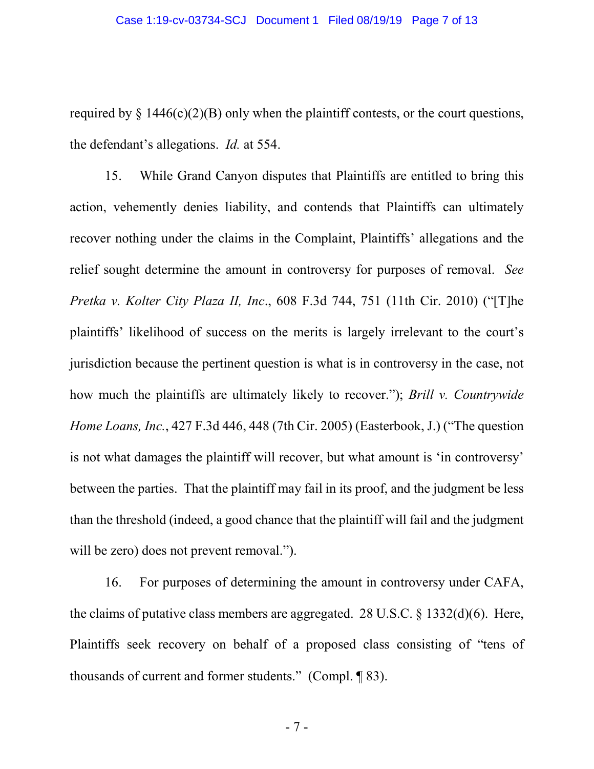required by § 1446(c)(2)(B) only when the plaintiff contests, or the court questions, the defendant's allegations. *Id.* at 554.

15. While Grand Canyon disputes that Plaintiffs are entitled to bring this action, vehemently denies liability, and contends that Plaintiffs can ultimately recover nothing under the claims in the Complaint, Plaintiffs' allegations and the relief sought determine the amount in controversy for purposes of removal. *See Pretka v. Kolter City Plaza II, Inc*., 608 F.3d 744, 751 (11th Cir. 2010) ("[T]he plaintiffs' likelihood of success on the merits is largely irrelevant to the court's jurisdiction because the pertinent question is what is in controversy in the case, not how much the plaintiffs are ultimately likely to recover."); *Brill v. Countrywide Home Loans, Inc.*, 427 F.3d 446, 448 (7th Cir. 2005) (Easterbook, J.) ("The question is not what damages the plaintiff will recover, but what amount is 'in controversy' between the parties. That the plaintiff may fail in its proof, and the judgment be less than the threshold (indeed, a good chance that the plaintiff will fail and the judgment will be zero) does not prevent removal.").

16. For purposes of determining the amount in controversy under CAFA, the claims of putative class members are aggregated. 28 U.S.C. § 1332(d)(6). Here, Plaintiffs seek recovery on behalf of a proposed class consisting of "tens of thousands of current and former students." (Compl. ¶ 83).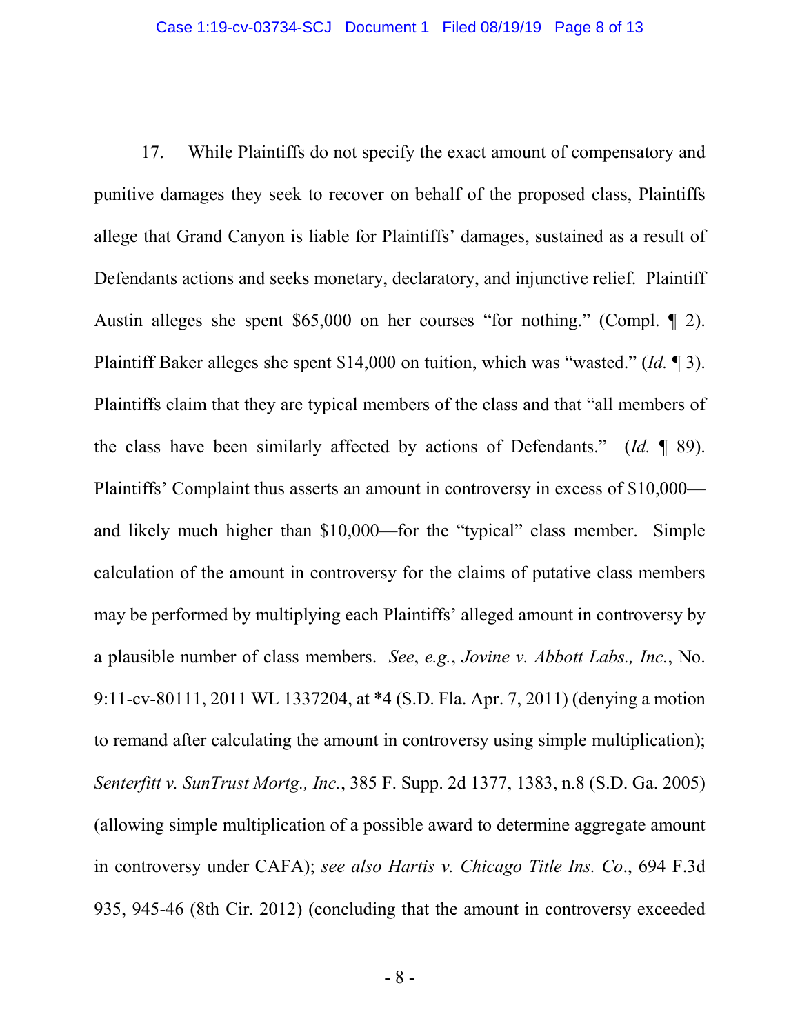17. While Plaintiffs do not specify the exact amount of compensatory and punitive damages they seek to recover on behalf of the proposed class, Plaintiffs allege that Grand Canyon is liable for Plaintiffs' damages, sustained as a result of Defendants actions and seeks monetary, declaratory, and injunctive relief. Plaintiff Austin alleges she spent $65,000 on her courses "for nothing." (Compl. ¶ 2). Plaintiff Baker alleges she spent $14,000 on tuition, which was "wasted." (*Id.* ¶ 3). Plaintiffs claim that they are typical members of the class and that "all members of the class have been similarly affected by actions of Defendants." (*Id.* ¶ 89). Plaintiffs' Complaint thus asserts an amount in controversy in excess of $10,000—and likely much higher than $10,000—for the "typical" class member. Simple calculation of the amount in controversy for the claims of putative class members may be performed by multiplying each Plaintiffs' alleged amount in controversy by a plausible number of class members. *See*, *e.g.*, *Jovine v. Abbott Labs., Inc.*, No. 9:11-cv-80111, 2011 WL 1337204, at *4 (S.D. Fla. Apr. 7, 2011) (denying a motion to remand after calculating the amount in controversy using simple multiplication); *Senterfitt v. SunTrust Mortg., Inc.*, 385 F. Supp. 2d 1377, 1383, n.8 (S.D. Ga. 2005) (allowing simple multiplication of a possible award to determine aggregate amount in controversy under CAFA); *see also Hartis v. Chicago Title Ins. Co*., 694 F.3d 935, 945-46 (8th Cir. 2012) (concluding that the amount in controversy exceeded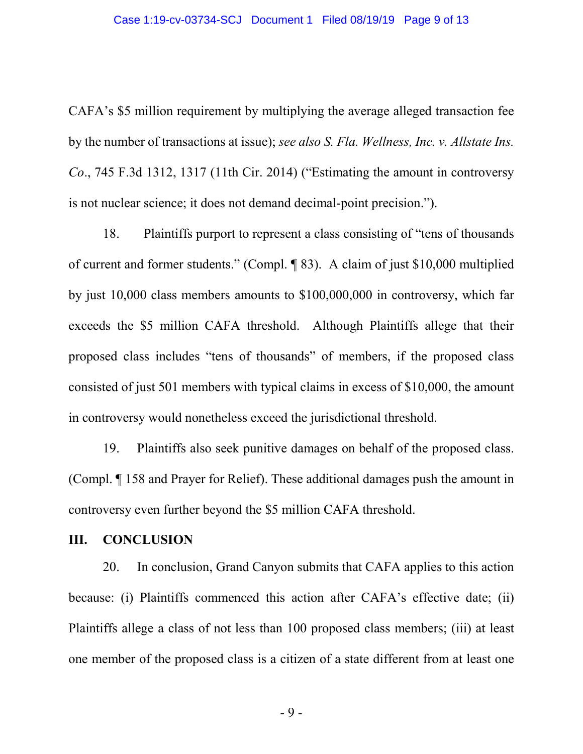CAFA's $5 million requirement by multiplying the average alleged transaction fee by the number of transactions at issue); *see also S. Fla. Wellness, Inc. v. Allstate Ins. Co*., 745 F.3d 1312, 1317 (11th Cir. 2014) ("Estimating the amount in controversy is not nuclear science; it does not demand decimal-point precision.").

18. Plaintiffs purport to represent a class consisting of "tens of thousands of current and former students." (Compl. ¶ 83). A claim of just $10,000 multiplied by just 10,000 class members amounts to $100,000,000 in controversy, which far exceeds the $5 million CAFA threshold. Although Plaintiffs allege that their proposed class includes "tens of thousands" of members, if the proposed class consisted of just 501 members with typical claims in excess of $10,000, the amount in controversy would nonetheless exceed the jurisdictional threshold.

19. Plaintiffs also seek punitive damages on behalf of the proposed class. (Compl. ¶ 158 and Prayer for Relief). These additional damages push the amount in controversy even further beyond the $5 million CAFA threshold.

## III. CONCLUSION

20. In conclusion, Grand Canyon submits that CAFA applies to this action because: (i) Plaintiffs commenced this action after CAFA's effective date; (ii) Plaintiffs allege a class of not less than 100 proposed class members; (iii) at least one member of the proposed class is a citizen of a state different from at least one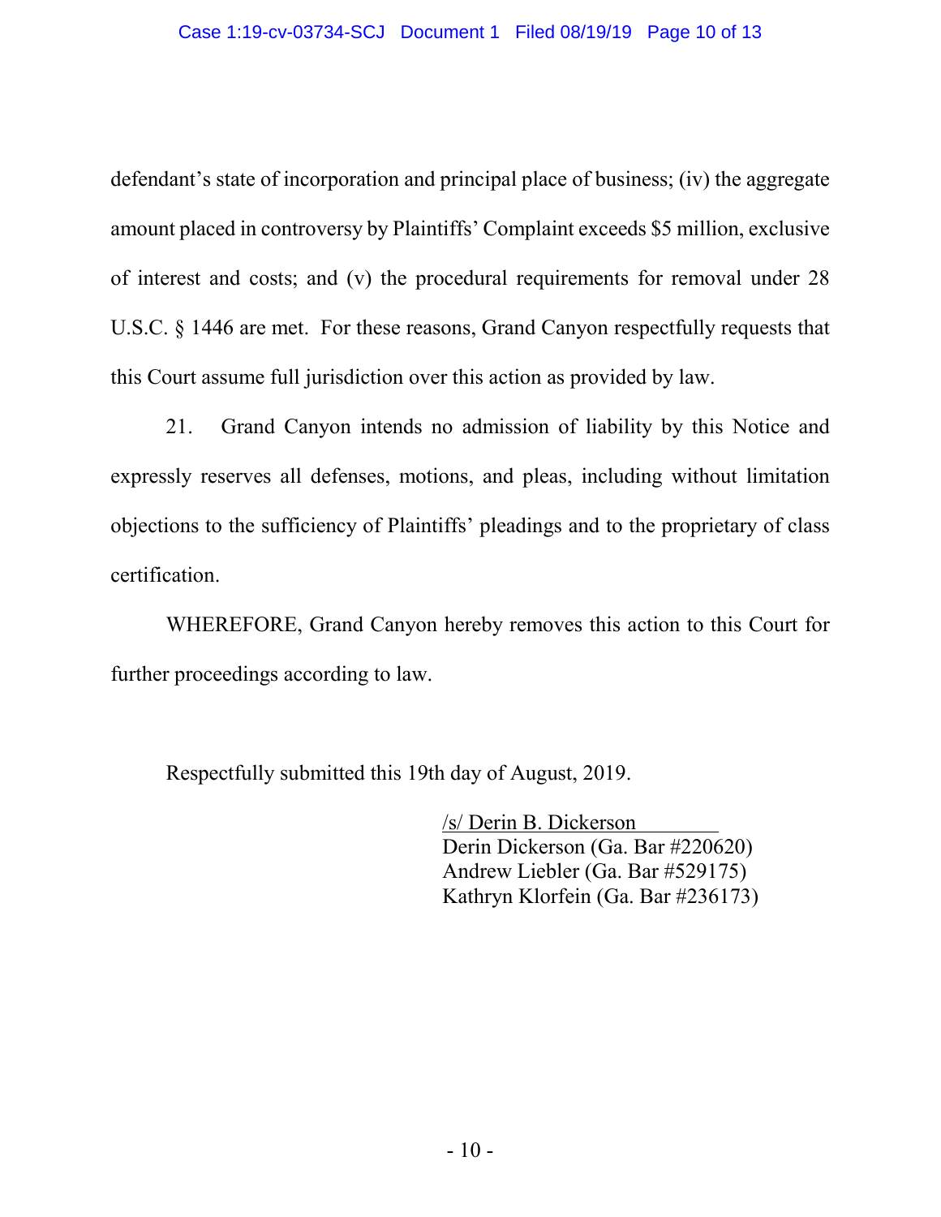defendant's state of incorporation and principal place of business; (iv) the aggregate amount placed in controversy by Plaintiffs' Complaint exceeds $5 million, exclusive of interest and costs; and (v) the procedural requirements for removal under 28 U.S.C. § 1446 are met. For these reasons, Grand Canyon respectfully requests that this Court assume full jurisdiction over this action as provided by law.

21. Grand Canyon intends no admission of liability by this Notice and expressly reserves all defenses, motions, and pleas, including without limitation objections to the sufficiency of Plaintiffs' pleadings and to the proprietary of class certification.

WHEREFORE, Grand Canyon hereby removes this action to this Court for further proceedings according to law.

Respectfully submitted this 19th day of August, 2019.

/s/ Derin B. Dickerson
Derin Dickerson (Ga. Bar #220620)
Andrew Liebler (Ga. Bar #529175)
Kathryn Klorfein (Ga. Bar #236173)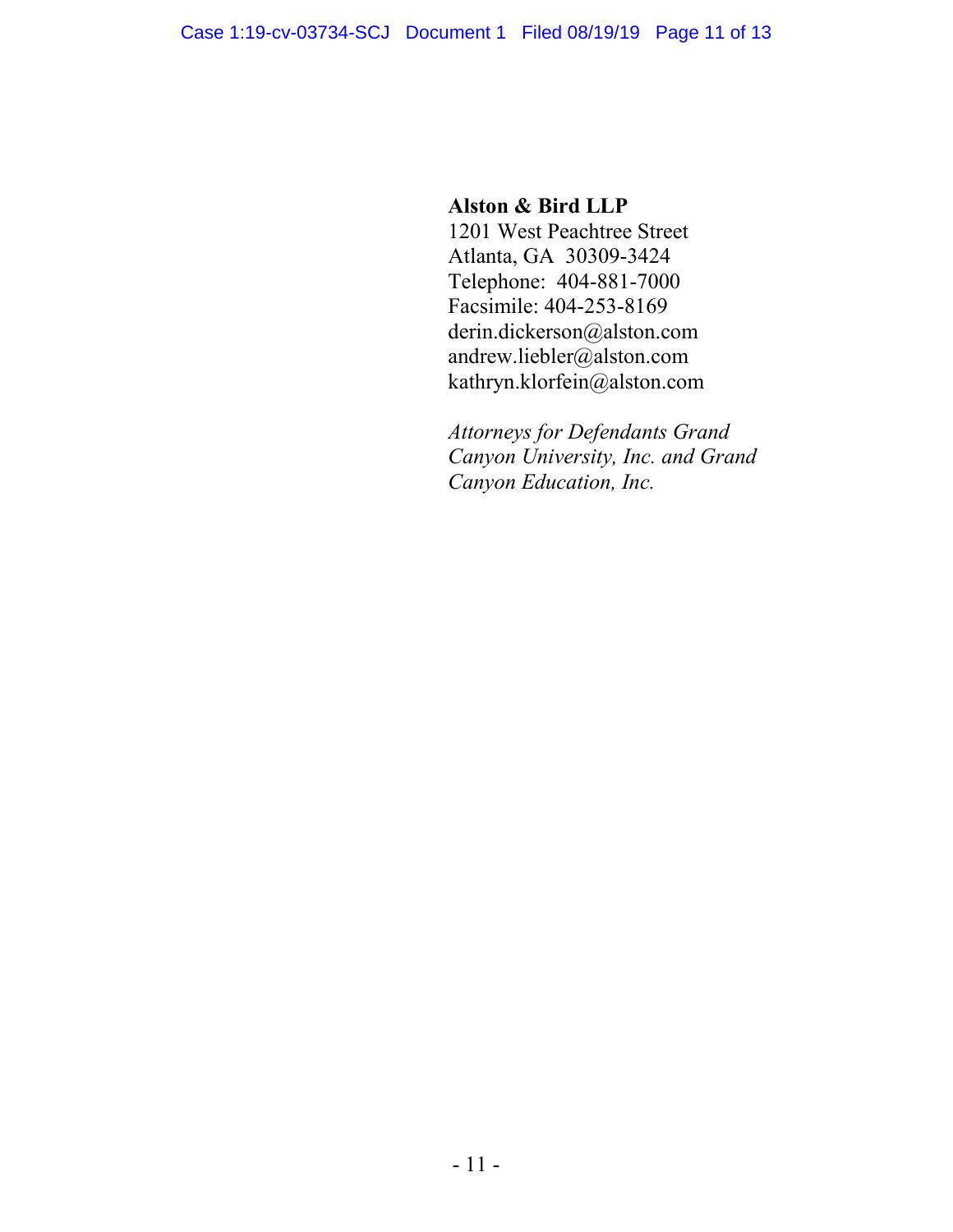**Alston & Bird LLP**
1201 West Peachtree Street
Atlanta, GA 30309-3424
Telephone: 404-881-7000
Facsimile: 404-253-8169
derin.dickerson@alston.com
andrew.liebler@alston.com
kathryn.klorfein@alston.com

*Attorneys for Defendants Grand Canyon University, Inc. and Grand Canyon Education, Inc.*